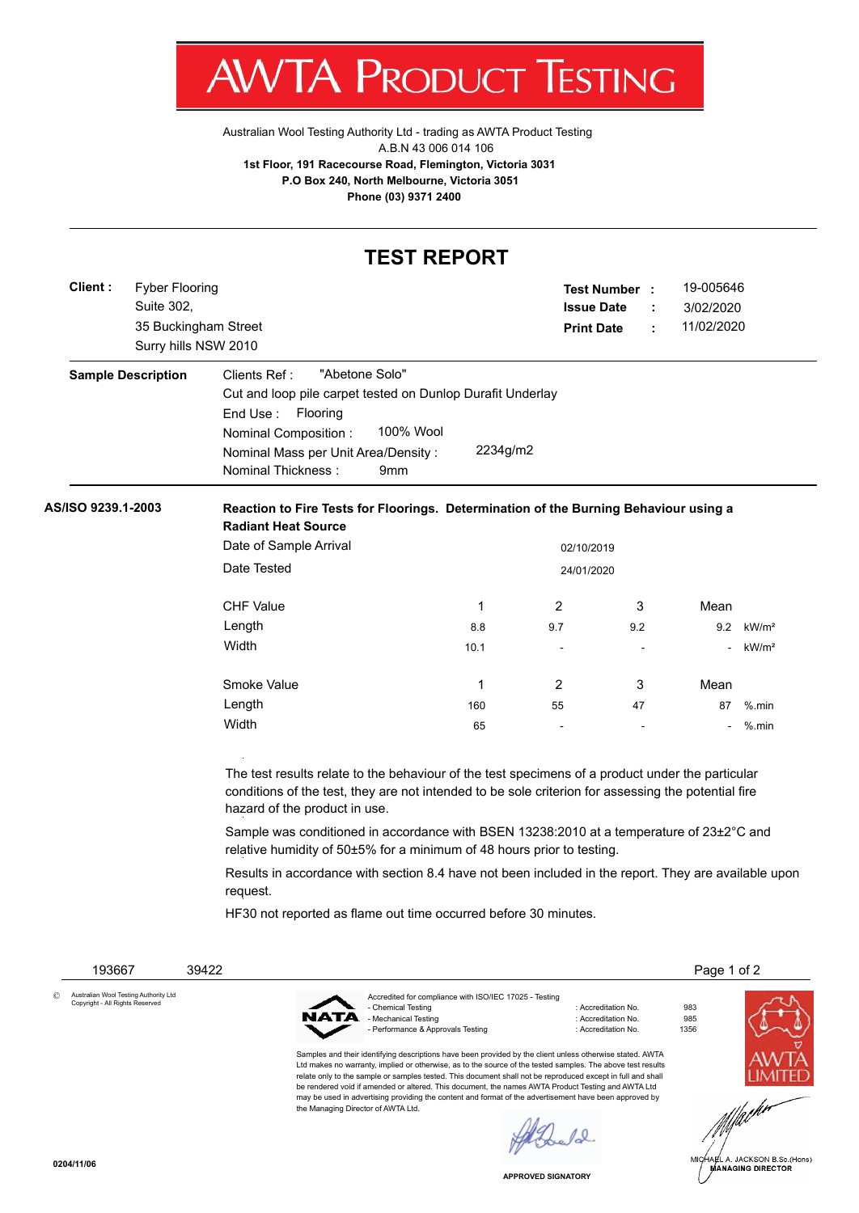# AWTA PRODUCT TESTING

Australian Wool Testing Authority Ltd - trading as AWTA Product Testing
A.B.N 43 006 014 106
**1st Floor, 191 Racecourse Road, Flemington, Victoria 3031**
**P.O Box 240, North Melbourne, Victoria 3051**
**Phone (03) 9371 2400**

## TEST REPORT

**Client :** Fyber Flooring
Suite 302,
35 Buckingham Street
Surry hills NSW 2010

**Test Number :** 19-005646
**Issue Date :** 3/02/2020
**Print Date :** 11/02/2020

**Sample Description**

Clients Ref : "Abetone Solo"
Cut and loop pile carpet tested on Dunlop Durafit Underlay
End Use : Flooring
Nominal Composition : 100% Wool
Nominal Mass per Unit Area/Density : 2234g/m2
Nominal Thickness : 9mm

**AS/ISO 9239.1-2003**

**Reaction to Fire Tests for Floorings. Determination of the Burning Behaviour using a Radiant Heat Source**

Date of Sample Arrival: 02/10/2019
Date Tested: 24/01/2020

| CHF Value | 1 | 2 | 3 | Mean | |
|---|---|---|---|---|---|
| Length | 8.8 | 9.7 | 9.2 | 9.2 | kW/m² |
| Width | 10.1 | - | - | - | kW/m² |

| Smoke Value | 1 | 2 | 3 | Mean | |
|---|---|---|---|---|---|
| Length | 160 | 55 | 47 | 87 | %.min |
| Width | 65 | - | - | - | %.min |

The test results relate to the behaviour of the test specimens of a product under the particular conditions of the test, they are not intended to be sole criterion for assessing the potential fire hazard of the product in use.

Sample was conditioned in accordance with BSEN 13238:2010 at a temperature of 23±2°C and relative humidity of 50±5% for a minimum of 48 hours prior to testing.

Results in accordance with section 8.4 have not been included in the report. They are available upon request.

HF30 not reported as flame out time occurred before 30 minutes.

193667 39422

© Australian Wool Testing Authority Ltd Copyright - All Rights Reserved

NATA — Accredited for compliance with ISO/IEC 17025 - Testing

| | | |
|---|---|---|
| - Chemical Testing | : Accreditation No. | 983 |
| - Mechanical Testing | : Accreditation No. | 985 |
| - Performance & Approvals Testing | : Accreditation No. | 1356 |

Samples and their identifying descriptions have been provided by the client unless otherwise stated. AWTA Ltd makes no warranty, implied or otherwise, as to the source of the tested samples. The above test results relate only to the sample or samples tested. This document shall not be reproduced except in full and shall be rendered void if amended or altered. This document, the names AWTA Product Testing and AWTA Ltd may be used in advertising providing the content and format of the advertisement have been approved by the Managing Director of AWTA Ltd.

APPROVED SIGNATORY

AWTA LIMITED

MICHAEL A. JACKSON B.Sc.(Hons)
MANAGING DIRECTOR

0204/11/06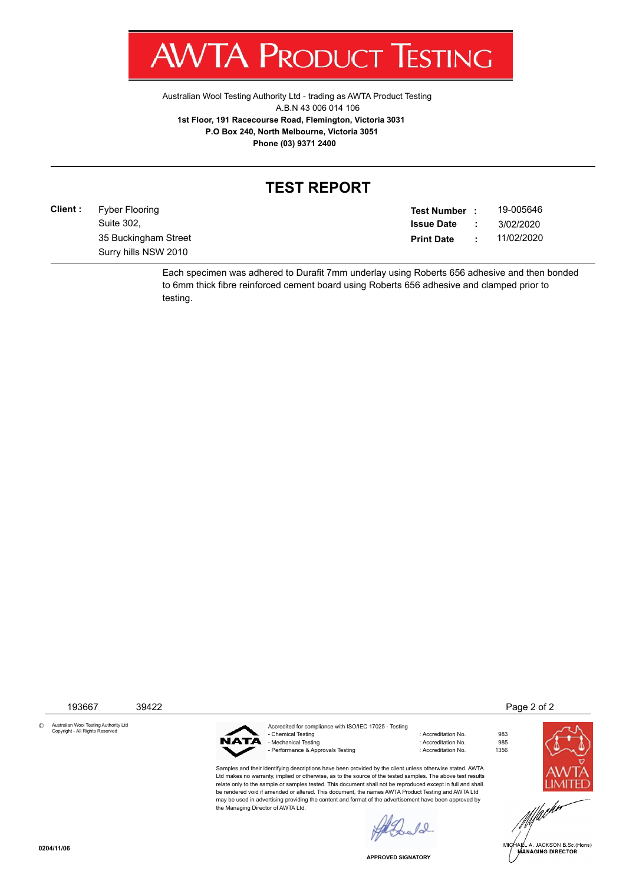# AWTA PRODUCT TESTING

Australian Wool Testing Authority Ltd - trading as AWTA Product Testing
A.B.N 43 006 014 106
**1st Floor, 191 Racecourse Road, Flemington, Victoria 3031**
**P.O Box 240, North Melbourne, Victoria 3051**
**Phone (03) 9371 2400**

## TEST REPORT

| | | | |
|---|---|---|---|
| **Client :** | Fyber Flooring | **Test Number :** | 19-005646 |
| | Suite 302, | **Issue Date :** | 3/02/2020 |
| | 35 Buckingham Street | **Print Date :** | 11/02/2020 |
| | Surry hills NSW 2010 | | |

Each specimen was adhered to Durafit 7mm underlay using Roberts 656 adhesive and then bonded to 6mm thick fibre reinforced cement board using Roberts 656 adhesive and clamped prior to testing.

193667 39422

© Australian Wool Testing Authority Ltd
Copyright - All Rights Reserved

Accredited for compliance with ISO/IEC 17025 - Testing

| | | |
|---|---|---|
| - Chemical Testing | : Accreditation No. | 983 |
| - Mechanical Testing | : Accreditation No. | 985 |
| - Performance & Approvals Testing | : Accreditation No. | 1356 |

Samples and their identifying descriptions have been provided by the client unless otherwise stated. AWTA Ltd makes no warranty, implied or otherwise, as to the source of the tested samples. The above test results relate only to the sample or samples tested. This document shall not be reproduced except in full and shall be rendered void if amended or altered. This document, the names AWTA Product Testing and AWTA Ltd may be used in advertising providing the content and format of the advertisement have been approved by the Managing Director of AWTA Ltd.

APPROVED SIGNATORY

MICHAEL A. JACKSON B.Sc.(Hons)
MANAGING DIRECTOR

0204/11/06